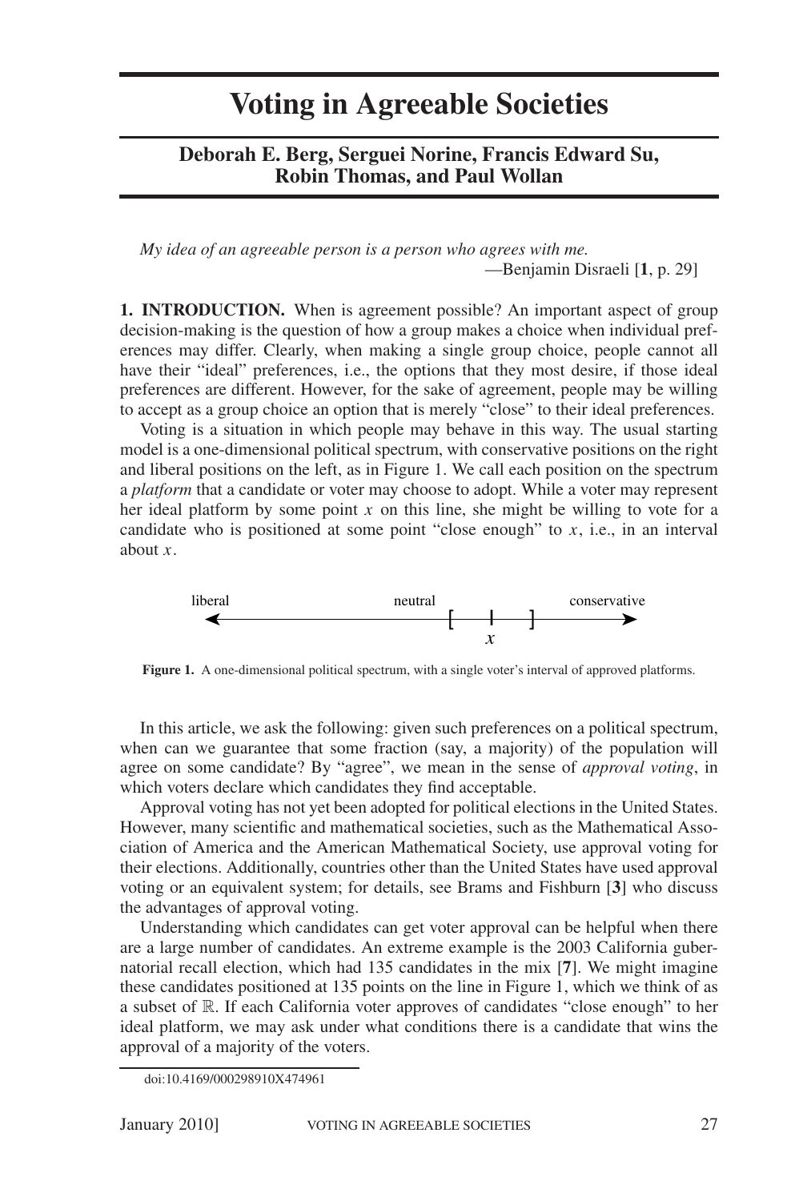# Voting in Agreeable Societies

**Deborah E. Berg, Serguei Norine, Francis Edward Su, Robin Thomas, and Paul Wollan**

*My idea of an agreeable person is a person who agrees with me.*

—Benjamin Disraeli [**1**, p. 29]

**1. INTRODUCTION.** When is agreement possible? An important aspect of group decision-making is the question of how a group makes a choice when individual preferences may differ. Clearly, when making a single group choice, people cannot all have their "ideal" preferences, i.e., the options that they most desire, if those ideal preferences are different. However, for the sake of agreement, people may be willing to accept as a group choice an option that is merely "close" to their ideal preferences.

Voting is a situation in which people may behave in this way. The usual starting model is a one-dimensional political spectrum, with conservative positions on the right and liberal positions on the left, as in Figure 1. We call each position on the spectrum a *platform* that a candidate or voter may choose to adopt. While a voter may represent her ideal platform by some point $x$ on this line, she might be willing to vote for a candidate who is positioned at some point "close enough" to $x$, i.e., in an interval about $x$.

liberal

neutral

conservative

$x$

**Figure 1.** A one-dimensional political spectrum, with a single voter's interval of approved platforms.

In this article, we ask the following: given such preferences on a political spectrum, when can we guarantee that some fraction (say, a majority) of the population will agree on some candidate? By "agree", we mean in the sense of *approval voting*, in which voters declare which candidates they find acceptable.

Approval voting has not yet been adopted for political elections in the United States. However, many scientific and mathematical societies, such as the Mathematical Association of America and the American Mathematical Society, use approval voting for their elections. Additionally, countries other than the United States have used approval voting or an equivalent system; for details, see Brams and Fishburn [**3**] who discuss the advantages of approval voting.

Understanding which candidates can get voter approval can be helpful when there are a large number of candidates. An extreme example is the 2003 California gubernatorial recall election, which had 135 candidates in the mix [**7**]. We might imagine these candidates positioned at 135 points on the line in Figure 1, which we think of as a subset of $\mathbb{R}$. If each California voter approves of candidates "close enough" to her ideal platform, we may ask under what conditions there is a candidate that wins the approval of a majority of the voters.

doi:10.4169/000298910X474961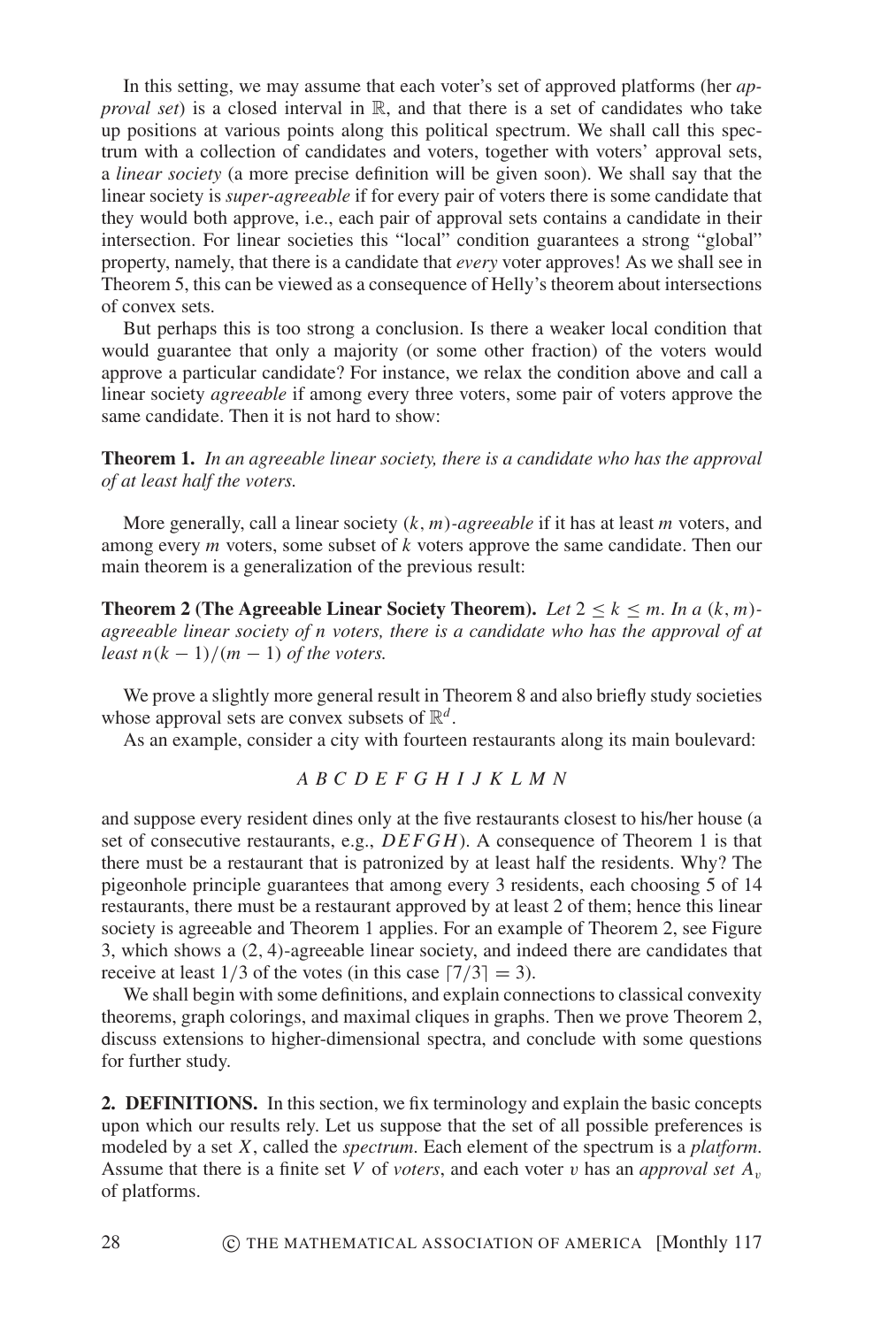In this setting, we may assume that each voter's set of approved platforms (her *approval set*) is a closed interval in $\mathbb{R}$, and that there is a set of candidates who take up positions at various points along this political spectrum. We shall call this spectrum with a collection of candidates and voters, together with voters' approval sets, a *linear society* (a more precise definition will be given soon). We shall say that the linear society is *super-agreeable* if for every pair of voters there is some candidate that they would both approve, i.e., each pair of approval sets contains a candidate in their intersection. For linear societies this "local" condition guarantees a strong "global" property, namely, that there is a candidate that *every* voter approves! As we shall see in Theorem 5, this can be viewed as a consequence of Helly's theorem about intersections of convex sets.

But perhaps this is too strong a conclusion. Is there a weaker local condition that would guarantee that only a majority (or some other fraction) of the voters would approve a particular candidate? For instance, we relax the condition above and call a linear society *agreeable* if among every three voters, some pair of voters approve the same candidate. Then it is not hard to show:

**Theorem 1.** *In an agreeable linear society, there is a candidate who has the approval of at least half the voters.*

More generally, call a linear society $(k, m)$*-agreeable* if it has at least $m$ voters, and among every $m$ voters, some subset of $k$ voters approve the same candidate. Then our main theorem is a generalization of the previous result:

**Theorem 2 (The Agreeable Linear Society Theorem).** *Let $2 \leq k \leq m$. In a $(k, m)$-agreeable linear society of $n$ voters, there is a candidate who has the approval of at least $n(k-1)/(m-1)$ of the voters.*

We prove a slightly more general result in Theorem 8 and also briefly study societies whose approval sets are convex subsets of $\mathbb{R}^d$.

As an example, consider a city with fourteen restaurants along its main boulevard:

$$A\ B\ C\ D\ E\ F\ G\ H\ I\ J\ K\ L\ M\ N$$

and suppose every resident dines only at the five restaurants closest to his/her house (a set of consecutive restaurants, e.g., $DEFGH$). A consequence of Theorem 1 is that there must be a restaurant that is patronized by at least half the residents. Why? The pigeonhole principle guarantees that among every 3 residents, each choosing 5 of 14 restaurants, there must be a restaurant approved by at least 2 of them; hence this linear society is agreeable and Theorem 1 applies. For an example of Theorem 2, see Figure 3, which shows a $(2, 4)$-agreeable linear society, and indeed there are candidates that receive at least 1/3 of the votes (in this case $\lceil 7/3 \rceil = 3$).

We shall begin with some definitions, and explain connections to classical convexity theorems, graph colorings, and maximal cliques in graphs. Then we prove Theorem 2, discuss extensions to higher-dimensional spectra, and conclude with some questions for further study.

## 2. DEFINITIONS.

In this section, we fix terminology and explain the basic concepts upon which our results rely. Let us suppose that the set of all possible preferences is modeled by a set $X$, called the *spectrum*. Each element of the spectrum is a *platform*. Assume that there is a finite set $V$ of *voters*, and each voter $v$ has an *approval set* $A_v$ of platforms.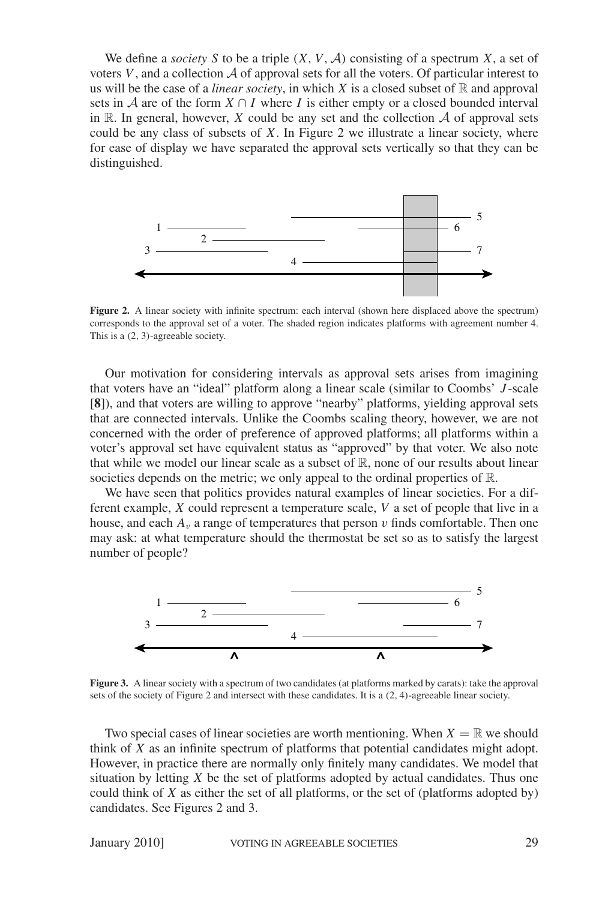We define a *society* $S$ to be a triple $(X, V, \mathcal{A})$ consisting of a spectrum $X$, a set of voters $V$, and a collection $\mathcal{A}$ of approval sets for all the voters. Of particular interest to us will be the case of a *linear society*, in which $X$ is a closed subset of $\mathbb{R}$ and approval sets in $\mathcal{A}$ are of the form $X \cap I$ where $I$ is either empty or a closed bounded interval in $\mathbb{R}$. In general, however, $X$ could be any set and the collection $\mathcal{A}$ of approval sets could be any class of subsets of $X$. In Figure 2 we illustrate a linear society, where for ease of display we have separated the approval sets vertically so that they can be distinguished.

**Figure 2.** A linear society with infinite spectrum: each interval (shown here displaced above the spectrum) corresponds to the approval set of a voter. The shaded region indicates platforms with agreement number 4. This is a (2, 3)-agreeable society.

Our motivation for considering intervals as approval sets arises from imagining that voters have an "ideal" platform along a linear scale (similar to Coombs' $J$-scale [**8**]), and that voters are willing to approve "nearby" platforms, yielding approval sets that are connected intervals. Unlike the Coombs scaling theory, however, we are not concerned with the order of preference of approved platforms; all platforms within a voter's approval set have equivalent status as "approved" by that voter. We also note that while we model our linear scale as a subset of $\mathbb{R}$, none of our results about linear societies depends on the metric; we only appeal to the ordinal properties of $\mathbb{R}$.

We have seen that politics provides natural examples of linear societies. For a different example, $X$ could represent a temperature scale, $V$ a set of people that live in a house, and each $A_v$ a range of temperatures that person $v$ finds comfortable. Then one may ask: at what temperature should the thermostat be set so as to satisfy the largest number of people?

**Figure 3.** A linear society with a spectrum of two candidates (at platforms marked by carats): take the approval sets of the society of Figure 2 and intersect with these candidates. It is a (2, 4)-agreeable linear society.

Two special cases of linear societies are worth mentioning. When $X = \mathbb{R}$ we should think of $X$ as an infinite spectrum of platforms that potential candidates might adopt. However, in practice there are normally only finitely many candidates. We model that situation by letting $X$ be the set of platforms adopted by actual candidates. Thus one could think of $X$ as either the set of all platforms, or the set of (platforms adopted by) candidates. See Figures 2 and 3.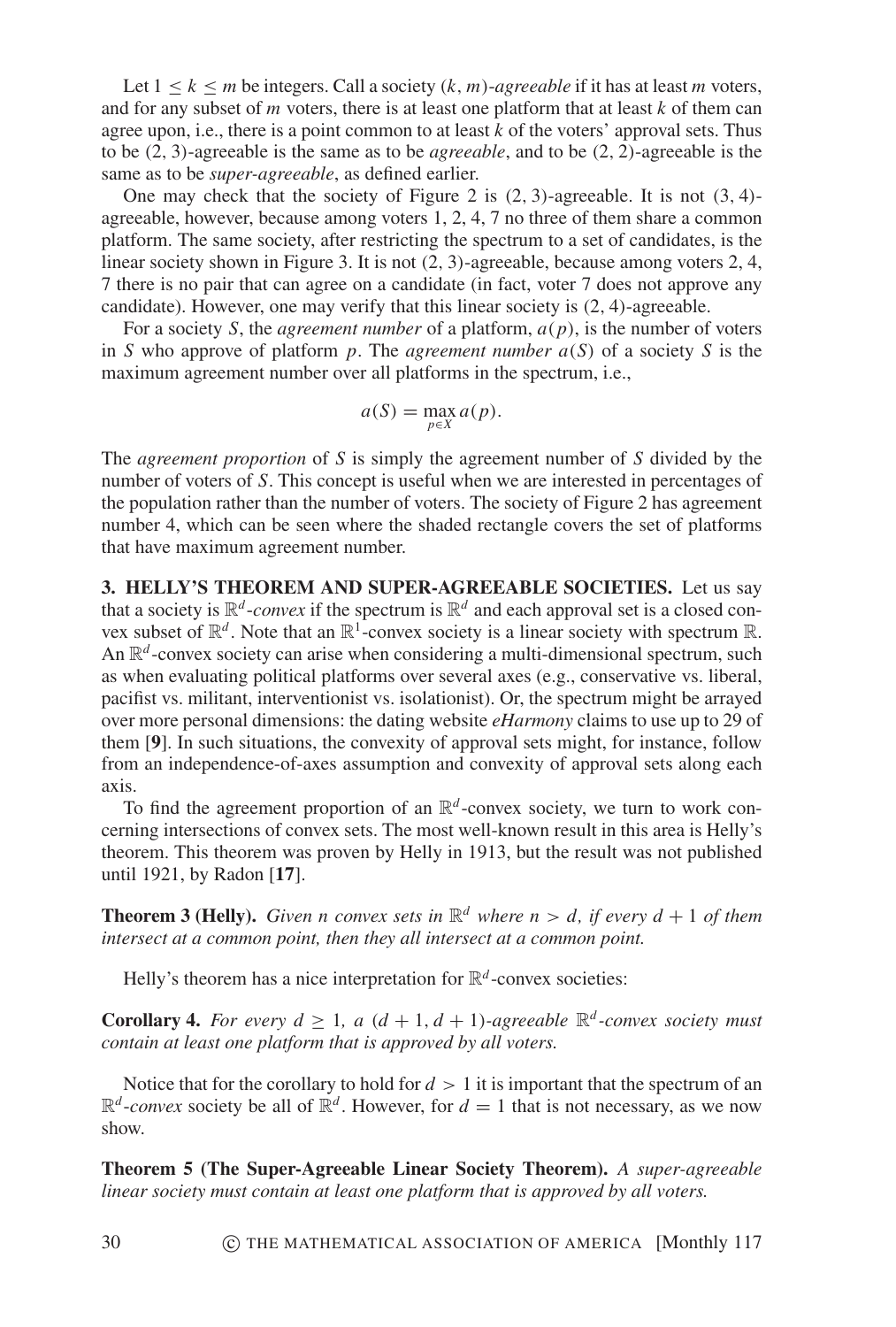Let $1 \leq k \leq m$ be integers. Call a society $(k, m)$-*agreeable* if it has at least $m$ voters, and for any subset of $m$ voters, there is at least one platform that at least $k$ of them can agree upon, i.e., there is a point common to at least $k$ of the voters' approval sets. Thus to be $(2, 3)$-agreeable is the same as to be *agreeable*, and to be $(2, 2)$-agreeable is the same as to be *super-agreeable*, as defined earlier.

One may check that the society of Figure 2 is $(2, 3)$-agreeable. It is not $(3, 4)$-agreeable, however, because among voters 1, 2, 4, 7 no three of them share a common platform. The same society, after restricting the spectrum to a set of candidates, is the linear society shown in Figure 3. It is not $(2, 3)$-agreeable, because among voters 2, 4, 7 there is no pair that can agree on a candidate (in fact, voter 7 does not approve any candidate). However, one may verify that this linear society is $(2, 4)$-agreeable.

For a society $S$, the *agreement number* of a platform, $a(p)$, is the number of voters in $S$ who approve of platform $p$. The *agreement number* $a(S)$ of a society $S$ is the maximum agreement number over all platforms in the spectrum, i.e.,

$$a(S) = \max_{p \in X} a(p).$$

The *agreement proportion* of $S$ is simply the agreement number of $S$ divided by the number of voters of $S$. This concept is useful when we are interested in percentages of the population rather than the number of voters. The society of Figure 2 has agreement number 4, which can be seen where the shaded rectangle covers the set of platforms that have maximum agreement number.

## 3. HELLY'S THEOREM AND SUPER-AGREEABLE SOCIETIES.

Let us say that a society is $\mathbb{R}^d$-*convex* if the spectrum is $\mathbb{R}^d$ and each approval set is a closed convex subset of $\mathbb{R}^d$. Note that an $\mathbb{R}^1$-convex society is a linear society with spectrum $\mathbb{R}$. An $\mathbb{R}^d$-convex society can arise when considering a multi-dimensional spectrum, such as when evaluating political platforms over several axes (e.g., conservative vs. liberal, pacifist vs. militant, interventionist vs. isolationist). Or, the spectrum might be arrayed over more personal dimensions: the dating website *eHarmony* claims to use up to 29 of them [**9**]. In such situations, the convexity of approval sets might, for instance, follow from an independence-of-axes assumption and convexity of approval sets along each axis.

To find the agreement proportion of an $\mathbb{R}^d$-convex society, we turn to work concerning intersections of convex sets. The most well-known result in this area is Helly's theorem. This theorem was proven by Helly in 1913, but the result was not published until 1921, by Radon [**17**].

**Theorem 3 (Helly).** *Given $n$ convex sets in $\mathbb{R}^d$ where $n > d$, if every $d + 1$ of them intersect at a common point, then they all intersect at a common point.*

Helly's theorem has a nice interpretation for $\mathbb{R}^d$-convex societies:

**Corollary 4.** *For every $d \geq 1$, a $(d + 1, d + 1)$-agreeable $\mathbb{R}^d$-convex society must contain at least one platform that is approved by all voters.*

Notice that for the corollary to hold for $d > 1$ it is important that the spectrum of an $\mathbb{R}^d$-*convex* society be all of $\mathbb{R}^d$. However, for $d = 1$ that is not necessary, as we now show.

**Theorem 5 (The Super-Agreeable Linear Society Theorem).** *A super-agreeable linear society must contain at least one platform that is approved by all voters.*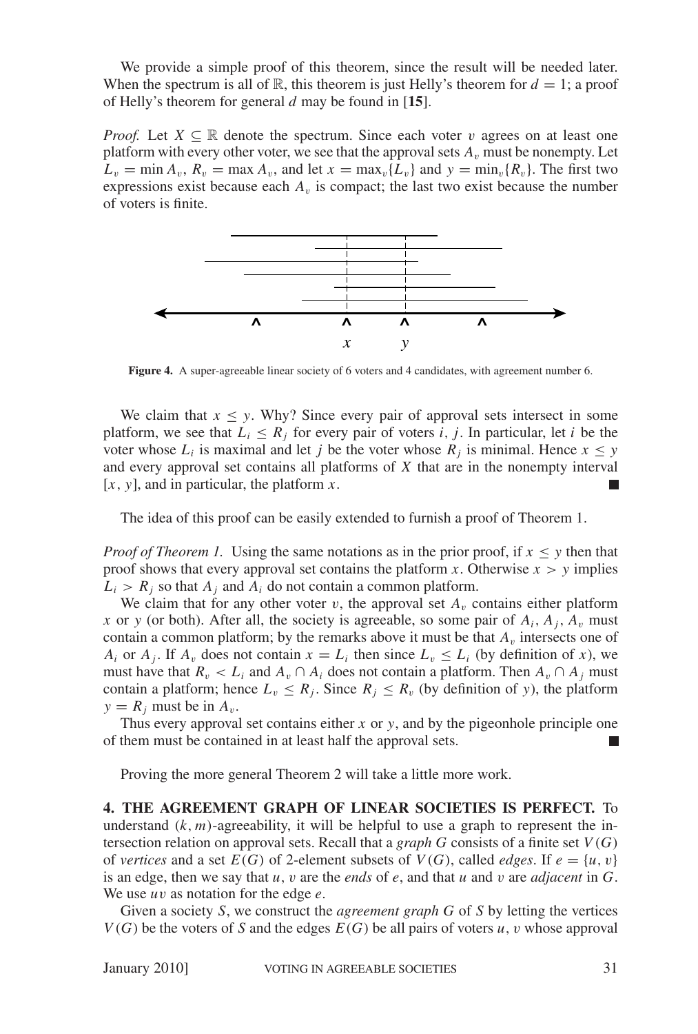We provide a simple proof of this theorem, since the result will be needed later. When the spectrum is all of $\mathbb{R}$, this theorem is just Helly's theorem for $d = 1$; a proof of Helly's theorem for general $d$ may be found in [**15**].

*Proof.* Let $X \subseteq \mathbb{R}$ denote the spectrum. Since each voter $v$ agrees on at least one platform with every other voter, we see that the approval sets $A_v$ must be nonempty. Let $L_v = \min A_v$, $R_v = \max A_v$, and let $x = \max_v\{L_v\}$ and $y = \min_v\{R_v\}$. The first two expressions exist because each $A_v$ is compact; the last two exist because the number of voters is finite.

**Figure 4.** A super-agreeable linear society of 6 voters and 4 candidates, with agreement number 6.

We claim that $x \leq y$. Why? Since every pair of approval sets intersect in some platform, we see that $L_i \leq R_j$ for every pair of voters $i$, $j$. In particular, let $i$ be the voter whose $L_i$ is maximal and let $j$ be the voter whose $R_j$ is minimal. Hence $x \leq y$ and every approval set contains all platforms of $X$ that are in the nonempty interval $[x, y]$, and in particular, the platform $x$. ■

The idea of this proof can be easily extended to furnish a proof of Theorem 1.

*Proof of Theorem 1.* Using the same notations as in the prior proof, if $x \leq y$ then that proof shows that every approval set contains the platform $x$. Otherwise $x > y$ implies $L_i > R_j$ so that $A_j$ and $A_i$ do not contain a common platform.

We claim that for any other voter $v$, the approval set $A_v$ contains either platform $x$ or $y$ (or both). After all, the society is agreeable, so some pair of $A_i$, $A_j$, $A_v$ must contain a common platform; by the remarks above it must be that $A_v$ intersects one of $A_i$ or $A_j$. If $A_v$ does not contain $x = L_i$ then since $L_v \leq L_i$ (by definition of $x$), we must have that $R_v < L_i$ and $A_v \cap A_i$ does not contain a platform. Then $A_v \cap A_j$ must contain a platform; hence $L_v \leq R_j$. Since $R_j \leq R_v$ (by definition of $y$), the platform $y = R_j$ must be in $A_v$.

Thus every approval set contains either $x$ or $y$, and by the pigeonhole principle one of them must be contained in at least half the approval sets. ■

Proving the more general Theorem 2 will take a little more work.

## 4. THE AGREEMENT GRAPH OF LINEAR SOCIETIES IS PERFECT.

To understand $(k, m)$-agreeability, it will be helpful to use a graph to represent the intersection relation on approval sets. Recall that a *graph* $G$ consists of a finite set $V(G)$ of *vertices* and a set $E(G)$ of 2-element subsets of $V(G)$, called *edges*. If $e = \{u, v\}$ is an edge, then we say that $u$, $v$ are the *ends* of $e$, and that $u$ and $v$ are *adjacent* in $G$. We use $uv$ as notation for the edge $e$.

Given a society $S$, we construct the *agreement graph* $G$ of $S$ by letting the vertices $V(G)$ be the voters of $S$ and the edges $E(G)$ be all pairs of voters $u$, $v$ whose approval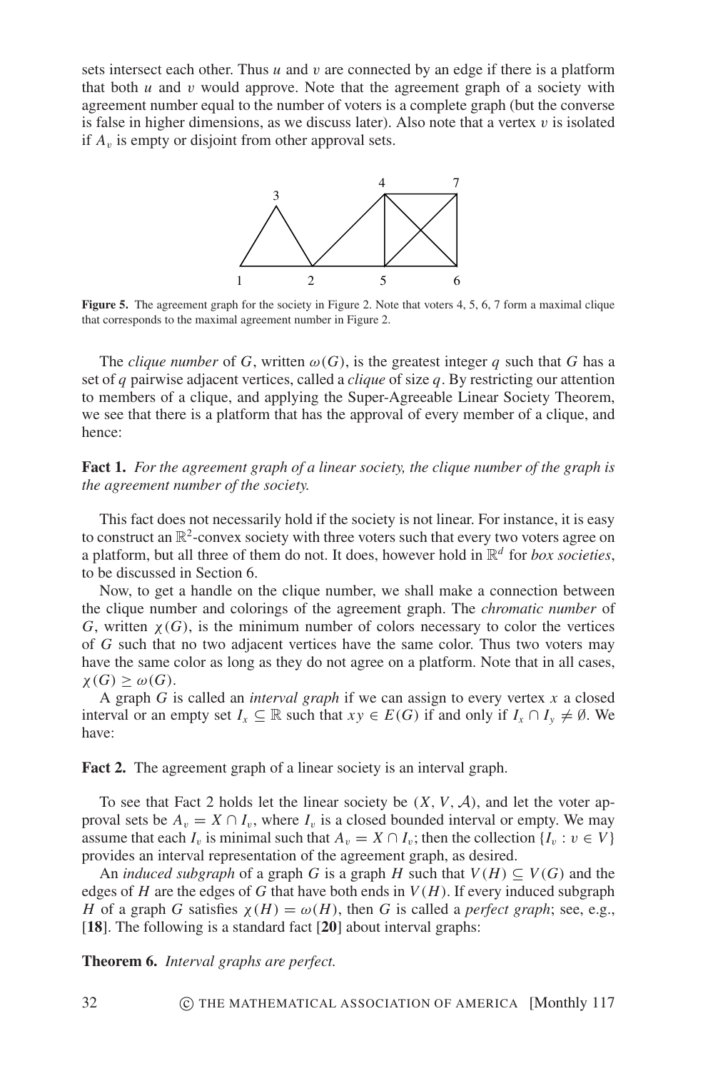sets intersect each other. Thus $u$ and $v$ are connected by an edge if there is a platform that both $u$ and $v$ would approve. Note that the agreement graph of a society with agreement number equal to the number of voters is a complete graph (but the converse is false in higher dimensions, as we discuss later). Also note that a vertex $v$ is isolated if $A_v$ is empty or disjoint from other approval sets.

**Figure 5.** The agreement graph for the society in Figure 2. Note that voters 4, 5, 6, 7 form a maximal clique that corresponds to the maximal agreement number in Figure 2.

The *clique number* of $G$, written $\omega(G)$, is the greatest integer $q$ such that $G$ has a set of $q$ pairwise adjacent vertices, called a *clique* of size $q$. By restricting our attention to members of a clique, and applying the Super-Agreeable Linear Society Theorem, we see that there is a platform that has the approval of every member of a clique, and hence:

**Fact 1.** *For the agreement graph of a linear society, the clique number of the graph is the agreement number of the society.*

This fact does not necessarily hold if the society is not linear. For instance, it is easy to construct an $\mathbb{R}^2$-convex society with three voters such that every two voters agree on a platform, but all three of them do not. It does, however hold in $\mathbb{R}^d$ for *box societies*, to be discussed in Section 6.

Now, to get a handle on the clique number, we shall make a connection between the clique number and colorings of the agreement graph. The *chromatic number* of $G$, written $\chi(G)$, is the minimum number of colors necessary to color the vertices of $G$ such that no two adjacent vertices have the same color. Thus two voters may have the same color as long as they do not agree on a platform. Note that in all cases, $\chi(G) \geq \omega(G)$.

A graph $G$ is called an *interval graph* if we can assign to every vertex $x$ a closed interval or an empty set $I_x \subseteq \mathbb{R}$ such that $xy \in E(G)$ if and only if $I_x \cap I_y \neq \emptyset$. We have:

**Fact 2.** The agreement graph of a linear society is an interval graph.

To see that Fact 2 holds let the linear society be $(X, V, \mathcal{A})$, and let the voter approval sets be $A_v = X \cap I_v$, where $I_v$ is a closed bounded interval or empty. We may assume that each $I_v$ is minimal such that $A_v = X \cap I_v$; then the collection $\{I_v : v \in V\}$ provides an interval representation of the agreement graph, as desired.

An *induced subgraph* of a graph $G$ is a graph $H$ such that $V(H) \subseteq V(G)$ and the edges of $H$ are the edges of $G$ that have both ends in $V(H)$. If every induced subgraph $H$ of a graph $G$ satisfies $\chi(H) = \omega(H)$, then $G$ is called a *perfect graph*; see, e.g., [**18**]. The following is a standard fact [**20**] about interval graphs:

**Theorem 6.** *Interval graphs are perfect.*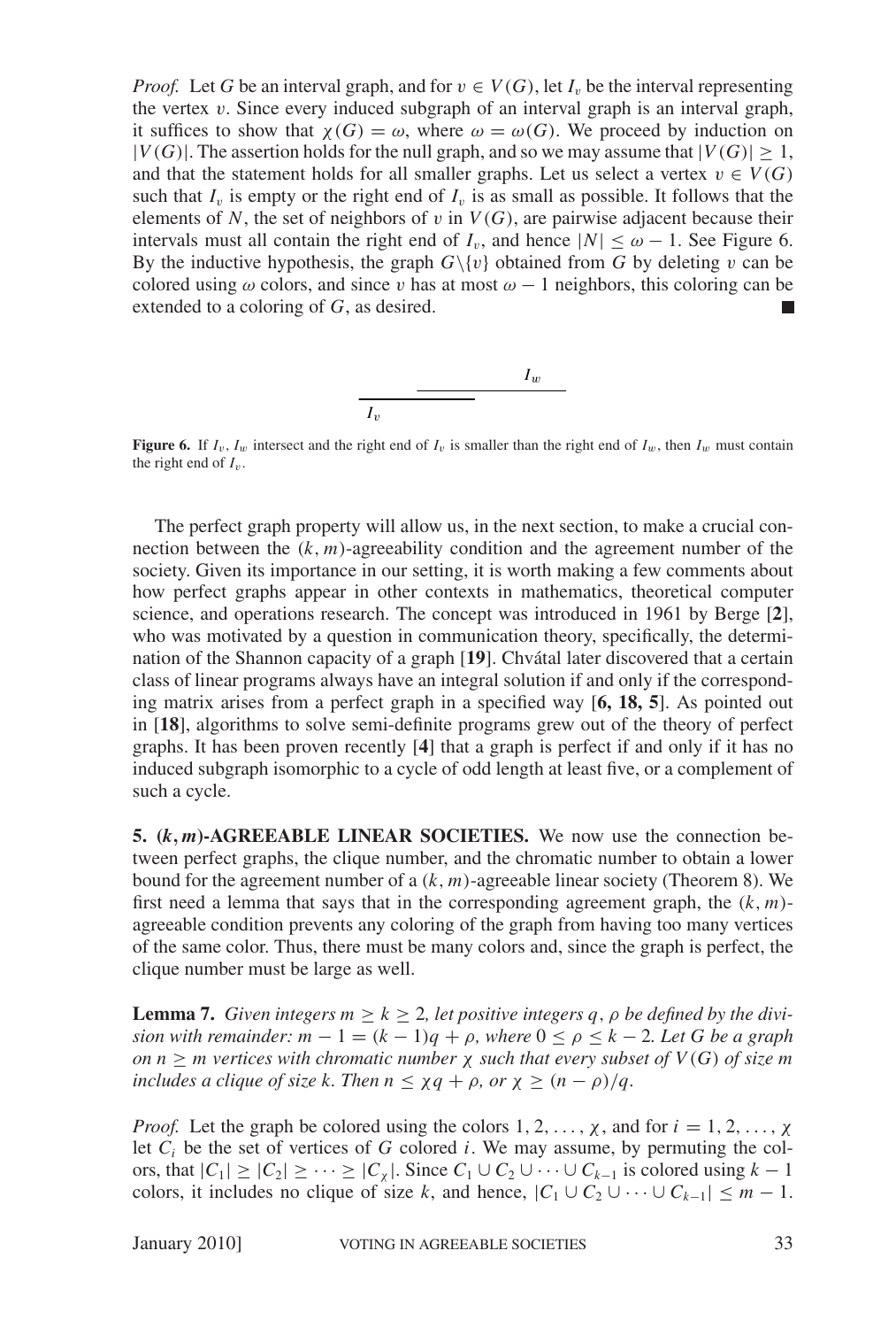*Proof.* Let $G$ be an interval graph, and for $v \in V(G)$, let $I_v$ be the interval representing the vertex $v$. Since every induced subgraph of an interval graph is an interval graph, it suffices to show that $\chi(G) = \omega$, where $\omega = \omega(G)$. We proceed by induction on $|V(G)|$. The assertion holds for the null graph, and so we may assume that $|V(G)| \geq 1$, and that the statement holds for all smaller graphs. Let us select a vertex $v \in V(G)$ such that $I_v$ is empty or the right end of $I_v$ is as small as possible. It follows that the elements of $N$, the set of neighbors of $v$ in $V(G)$, are pairwise adjacent because their intervals must all contain the right end of $I_v$, and hence $|N| \leq \omega - 1$. See Figure 6. By the inductive hypothesis, the graph $G\backslash\{v\}$ obtained from $G$ by deleting $v$ can be colored using $\omega$ colors, and since $v$ has at most $\omega - 1$ neighbors, this coloring can be extended to a coloring of $G$, as desired. ■

**Figure 6.** If $I_v$, $I_w$ intersect and the right end of $I_v$ is smaller than the right end of $I_w$, then $I_w$ must contain the right end of $I_v$.

The perfect graph property will allow us, in the next section, to make a crucial connection between the $(k, m)$-agreeability condition and the agreement number of the society. Given its importance in our setting, it is worth making a few comments about how perfect graphs appear in other contexts in mathematics, theoretical computer science, and operations research. The concept was introduced in 1961 by Berge [**2**], who was motivated by a question in communication theory, specifically, the determination of the Shannon capacity of a graph [**19**]. Chvátal later discovered that a certain class of linear programs always have an integral solution if and only if the corresponding matrix arises from a perfect graph in a specified way [**6, 18, 5**]. As pointed out in [**18**], algorithms to solve semi-definite programs grew out of the theory of perfect graphs. It has been proven recently [**4**] that a graph is perfect if and only if it has no induced subgraph isomorphic to a cycle of odd length at least five, or a complement of such a cycle.

## 5. $(k, m)$-AGREEABLE LINEAR SOCIETIES.

We now use the connection between perfect graphs, the clique number, and the chromatic number to obtain a lower bound for the agreement number of a $(k, m)$-agreeable linear society (Theorem 8). We first need a lemma that says that in the corresponding agreement graph, the $(k, m)$-agreeable condition prevents any coloring of the graph from having too many vertices of the same color. Thus, there must be many colors and, since the graph is perfect, the clique number must be large as well.

**Lemma 7.** *Given integers $m \geq k \geq 2$, let positive integers $q$, $\rho$ be defined by the division with remainder: $m - 1 = (k-1)q + \rho$, where $0 \leq \rho \leq k-2$. Let $G$ be a graph on $n \geq m$ vertices with chromatic number $\chi$ such that every subset of $V(G)$ of size $m$ includes a clique of size $k$. Then $n \leq \chi q + \rho$, or $\chi \geq (n-\rho)/q$.*

*Proof.* Let the graph be colored using the colors $1, 2, \ldots, \chi$, and for $i = 1, 2, \ldots, \chi$ let $C_i$ be the set of vertices of $G$ colored $i$. We may assume, by permuting the colors, that $|C_1| \geq |C_2| \geq \cdots \geq |C_\chi|$. Since $C_1 \cup C_2 \cup \cdots \cup C_{k-1}$ is colored using $k-1$ colors, it includes no clique of size $k$, and hence, $|C_1 \cup C_2 \cup \cdots \cup C_{k-1}| \leq m - 1$.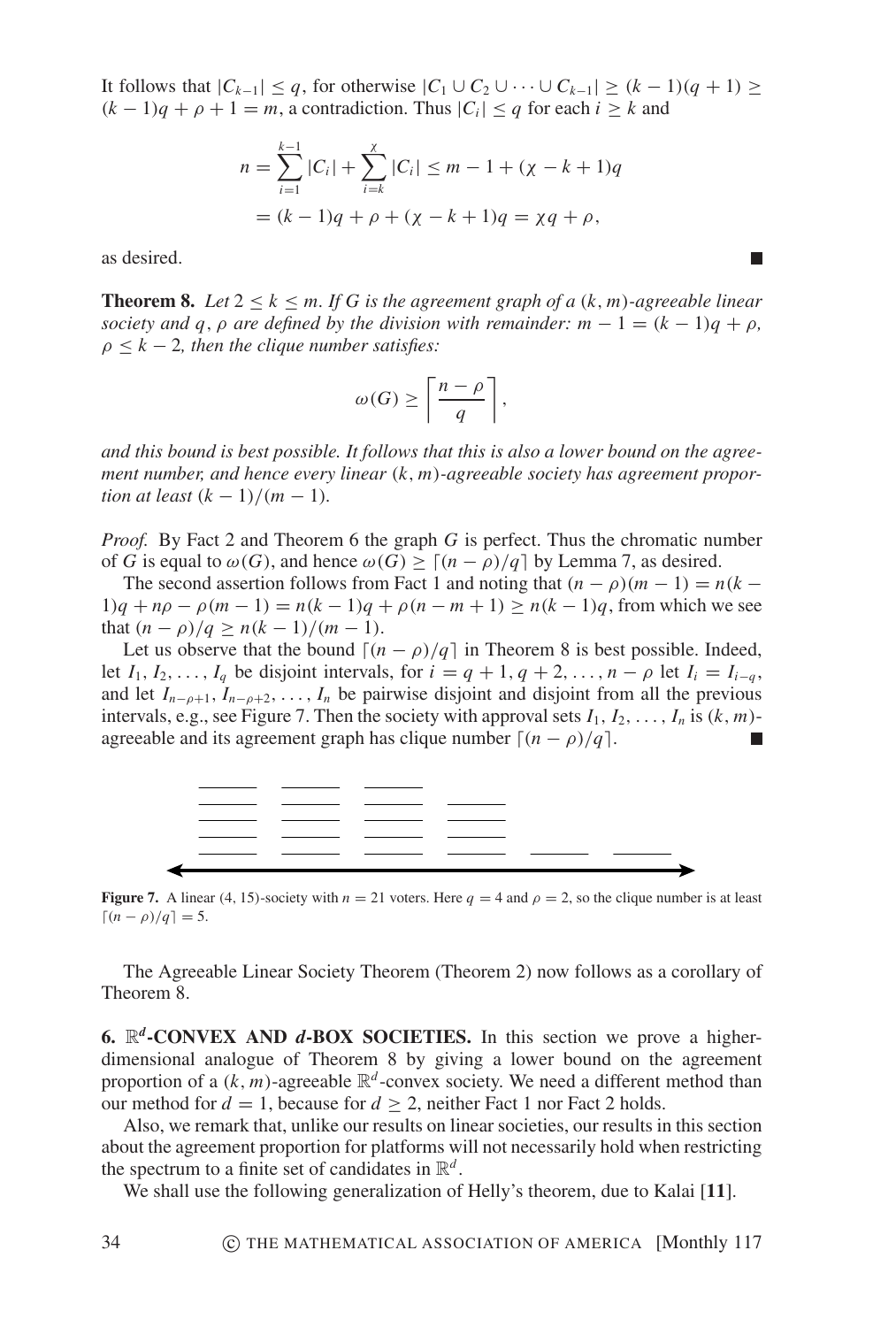It follows that $|C_{k-1}| \leq q$, for otherwise $|C_1 \cup C_2 \cup \cdots \cup C_{k-1}| \geq (k-1)(q+1) \geq (k-1)q + \rho + 1 = m$, a contradiction. Thus $|C_i| \leq q$ for each $i \geq k$ and

$$n = \sum_{i=1}^{k-1} |C_i| + \sum_{i=k}^{\chi} |C_i| \leq m - 1 + (\chi - k + 1)q$$
$$= (k-1)q + \rho + (\chi - k + 1)q = \chi q + \rho,$$

as desired. ∎

**Theorem 8.** *Let $2 \leq k \leq m$. If $G$ is the agreement graph of a $(k, m)$-agreeable linear society and $q$, $\rho$ are defined by the division with remainder: $m - 1 = (k-1)q + \rho$, $\rho \leq k - 2$, then the clique number satisfies:*

$$\omega(G) \geq \left\lceil \frac{n - \rho}{q} \right\rceil,$$

*and this bound is best possible. It follows that this is also a lower bound on the agreement number, and hence every linear $(k, m)$-agreeable society has agreement proportion at least $(k-1)/(m-1)$.*

*Proof.* By Fact 2 and Theorem 6 the graph $G$ is perfect. Thus the chromatic number of $G$ is equal to $\omega(G)$, and hence $\omega(G) \geq \lceil (n - \rho)/q \rceil$ by Lemma 7, as desired.

The second assertion follows from Fact 1 and noting that $(n - \rho)(m - 1) = n(k - 1)q + n\rho - \rho(m-1) = n(k-1)q + \rho(n - m + 1) \geq n(k-1)q$, from which we see that $(n - \rho)/q \geq n(k-1)/(m-1)$.

Let us observe that the bound $\lceil (n - \rho)/q \rceil$ in Theorem 8 is best possible. Indeed, let $I_1, I_2, \ldots, I_q$ be disjoint intervals, for $i = q+1, q+2, \ldots, n - \rho$ let $I_i = I_{i-q}$, and let $I_{n-\rho+1}, I_{n-\rho+2}, \ldots, I_n$ be pairwise disjoint and disjoint from all the previous intervals, e.g., see Figure 7. Then the society with approval sets $I_1, I_2, \ldots, I_n$ is $(k, m)$-agreeable and its agreement graph has clique number $\lceil (n - \rho)/q \rceil$. ∎

**Figure 7.** A linear $(4, 15)$-society with $n = 21$ voters. Here $q = 4$ and $\rho = 2$, so the clique number is at least $\lceil (n - \rho)/q \rceil = 5$.

The Agreeable Linear Society Theorem (Theorem 2) now follows as a corollary of Theorem 8.

## 6. $\mathbb{R}^d$-CONVEX AND $d$-BOX SOCIETIES.

In this section we prove a higher-dimensional analogue of Theorem 8 by giving a lower bound on the agreement proportion of a $(k, m)$-agreeable $\mathbb{R}^d$-convex society. We need a different method than our method for $d = 1$, because for $d \geq 2$, neither Fact 1 nor Fact 2 holds.

Also, we remark that, unlike our results on linear societies, our results in this section about the agreement proportion for platforms will not necessarily hold when restricting the spectrum to a finite set of candidates in $\mathbb{R}^d$.

We shall use the following generalization of Helly's theorem, due to Kalai [**11**].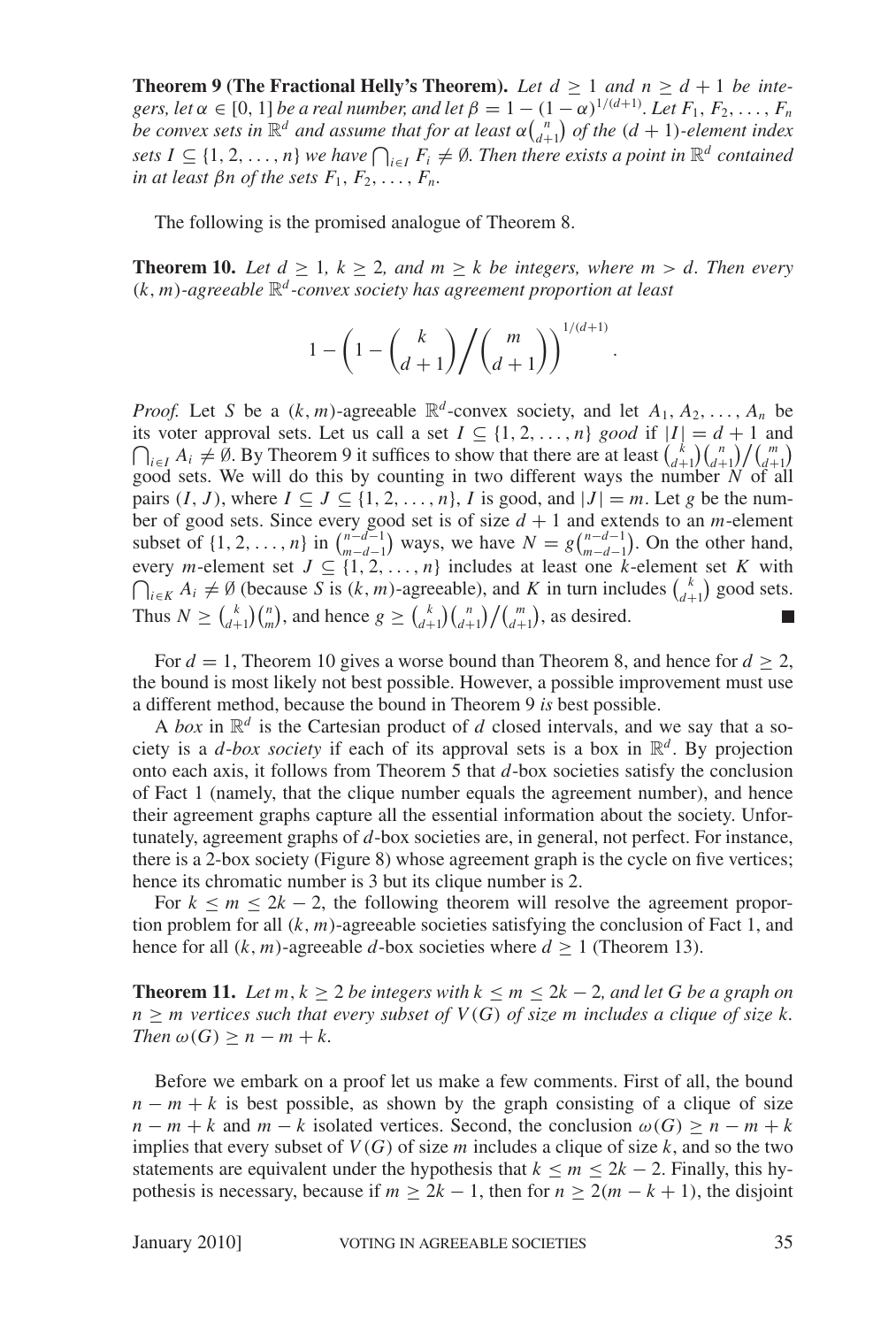**Theorem 9 (The Fractional Helly's Theorem).** *Let $d \geq 1$ and $n \geq d+1$ be integers, let $\alpha \in [0, 1]$ be a real number, and let $\beta = 1 - (1-\alpha)^{1/(d+1)}$. Let $F_1, F_2, \ldots, F_n$ be convex sets in $\mathbb{R}^d$ and assume that for at least $\alpha\binom{n}{d+1}$ of the $(d+1)$-element index sets $I \subseteq \{1, 2, \ldots, n\}$ we have $\bigcap_{i \in I} F_i \neq \emptyset$. Then there exists a point in $\mathbb{R}^d$ contained in at least $\beta n$ of the sets $F_1, F_2, \ldots, F_n$.*

The following is the promised analogue of Theorem 8.

**Theorem 10.** *Let $d \geq 1$, $k \geq 2$, and $m \geq k$ be integers, where $m > d$. Then every $(k, m)$-agreeable $\mathbb{R}^d$-convex society has agreement proportion at least*

$$1 - \left(1 - \binom{k}{d+1} \Big/ \binom{m}{d+1}\right)^{1/(d+1)}.$$

*Proof.* Let $S$ be a $(k, m)$-agreeable $\mathbb{R}^d$-convex society, and let $A_1, A_2, \ldots, A_n$ be its voter approval sets. Let us call a set $I \subseteq \{1, 2, \ldots, n\}$ *good* if $|I| = d+1$ and $\bigcap_{i \in I} A_i \neq \emptyset$. By Theorem 9 it suffices to show that there are at least $\binom{k}{d+1}\binom{n}{d+1}/\binom{m}{d+1}$ good sets. We will do this by counting in two different ways the number $N$ of all pairs $(I, J)$, where $I \subseteq J \subseteq \{1, 2, \ldots, n\}$, $I$ is good, and $|J| = m$. Let $g$ be the number of good sets. Since every good set is of size $d+1$ and extends to an $m$-element subset of $\{1, 2, \ldots, n\}$ in $\binom{n-d-1}{m-d-1}$ ways, we have $N = g\binom{n-d-1}{m-d-1}$. On the other hand, every $m$-element set $J \subseteq \{1, 2, \ldots, n\}$ includes at least one $k$-element set $K$ with $\bigcap_{i \in K} A_i \neq \emptyset$ (because $S$ is $(k, m)$-agreeable), and $K$ in turn includes $\binom{k}{d+1}$ good sets. Thus $N \geq \binom{k}{d+1}\binom{n}{m}$, and hence $g \geq \binom{k}{d+1}\binom{n}{d+1}/\binom{m}{d+1}$, as desired. ∎

For $d = 1$, Theorem 10 gives a worse bound than Theorem 8, and hence for $d \geq 2$, the bound is most likely not best possible. However, a possible improvement must use a different method, because the bound in Theorem 9 *is* best possible.

A *box* in $\mathbb{R}^d$ is the Cartesian product of $d$ closed intervals, and we say that a society is a *$d$-box society* if each of its approval sets is a box in $\mathbb{R}^d$. By projection onto each axis, it follows from Theorem 5 that $d$-box societies satisfy the conclusion of Fact 1 (namely, that the clique number equals the agreement number), and hence their agreement graphs capture all the essential information about the society. Unfortunately, agreement graphs of $d$-box societies are, in general, not perfect. For instance, there is a 2-box society (Figure 8) whose agreement graph is the cycle on five vertices; hence its chromatic number is 3 but its clique number is 2.

For $k \leq m \leq 2k-2$, the following theorem will resolve the agreement proportion problem for all $(k, m)$-agreeable societies satisfying the conclusion of Fact 1, and hence for all $(k, m)$-agreeable $d$-box societies where $d \geq 1$ (Theorem 13).

**Theorem 11.** *Let $m, k \geq 2$ be integers with $k \leq m \leq 2k-2$, and let $G$ be a graph on $n \geq m$ vertices such that every subset of $V(G)$ of size $m$ includes a clique of size $k$. Then $\omega(G) \geq n - m + k$.*

Before we embark on a proof let us make a few comments. First of all, the bound $n - m + k$ is best possible, as shown by the graph consisting of a clique of size $n - m + k$ and $m - k$ isolated vertices. Second, the conclusion $\omega(G) \geq n - m + k$ implies that every subset of $V(G)$ of size $m$ includes a clique of size $k$, and so the two statements are equivalent under the hypothesis that $k \leq m \leq 2k-2$. Finally, this hypothesis is necessary, because if $m \geq 2k-1$, then for $n \geq 2(m-k+1)$, the disjoint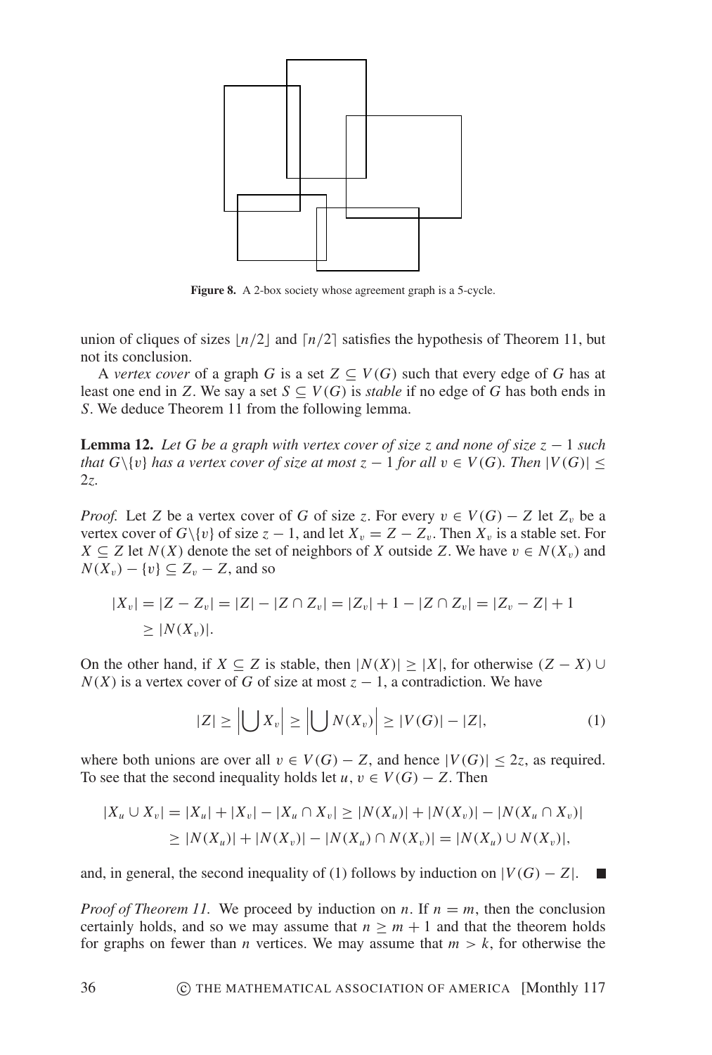**Figure 8.** A 2-box society whose agreement graph is a 5-cycle.

union of cliques of sizes $\lfloor n/2 \rfloor$ and $\lceil n/2 \rceil$ satisfies the hypothesis of Theorem 11, but not its conclusion.

A *vertex cover* of a graph $G$ is a set $Z \subseteq V(G)$ such that every edge of $G$ has at least one end in $Z$. We say a set $S \subseteq V(G)$ is *stable* if no edge of $G$ has both ends in $S$. We deduce Theorem 11 from the following lemma.

**Lemma 12.** *Let $G$ be a graph with vertex cover of size $z$ and none of size $z - 1$ such that $G \backslash \{v\}$ has a vertex cover of size at most $z - 1$ for all $v \in V(G)$. Then $|V(G)| \leq 2z$.*

*Proof.* Let $Z$ be a vertex cover of $G$ of size $z$. For every $v \in V(G) - Z$ let $Z_v$ be a vertex cover of $G\backslash\{v\}$ of size $z - 1$, and let $X_v = Z - Z_v$. Then $X_v$ is a stable set. For $X \subseteq Z$ let $N(X)$ denote the set of neighbors of $X$ outside $Z$. We have $v \in N(X_v)$ and $N(X_v) - \{v\} \subseteq Z_v - Z$, and so

$$|X_v| = |Z - Z_v| = |Z| - |Z \cap Z_v| = |Z_v| + 1 - |Z \cap Z_v| = |Z_v - Z| + 1$$
$$\geq |N(X_v)|.$$

On the other hand, if $X \subseteq Z$ is stable, then $|N(X)| \geq |X|$, for otherwise $(Z - X) \cup N(X)$ is a vertex cover of $G$ of size at most $z - 1$, a contradiction. We have

$$|Z| \geq \left| \bigcup X_v \right| \geq \left| \bigcup N(X_v) \right| \geq |V(G)| - |Z|, \tag{1}$$

where both unions are over all $v \in V(G) - Z$, and hence $|V(G)| \leq 2z$, as required. To see that the second inequality holds let $u, v \in V(G) - Z$. Then

$$|X_u \cup X_v| = |X_u| + |X_v| - |X_u \cap X_v| \geq |N(X_u)| + |N(X_v)| - |N(X_u \cap X_v)|$$
$$\geq |N(X_u)| + |N(X_v)| - |N(X_u) \cap N(X_v)| = |N(X_u) \cup N(X_v)|,$$

and, in general, the second inequality of (1) follows by induction on $|V(G) - Z|$. ∎

*Proof of Theorem 11.* We proceed by induction on $n$. If $n = m$, then the conclusion certainly holds, and so we may assume that $n \geq m + 1$ and that the theorem holds for graphs on fewer than $n$ vertices. We may assume that $m > k$, for otherwise the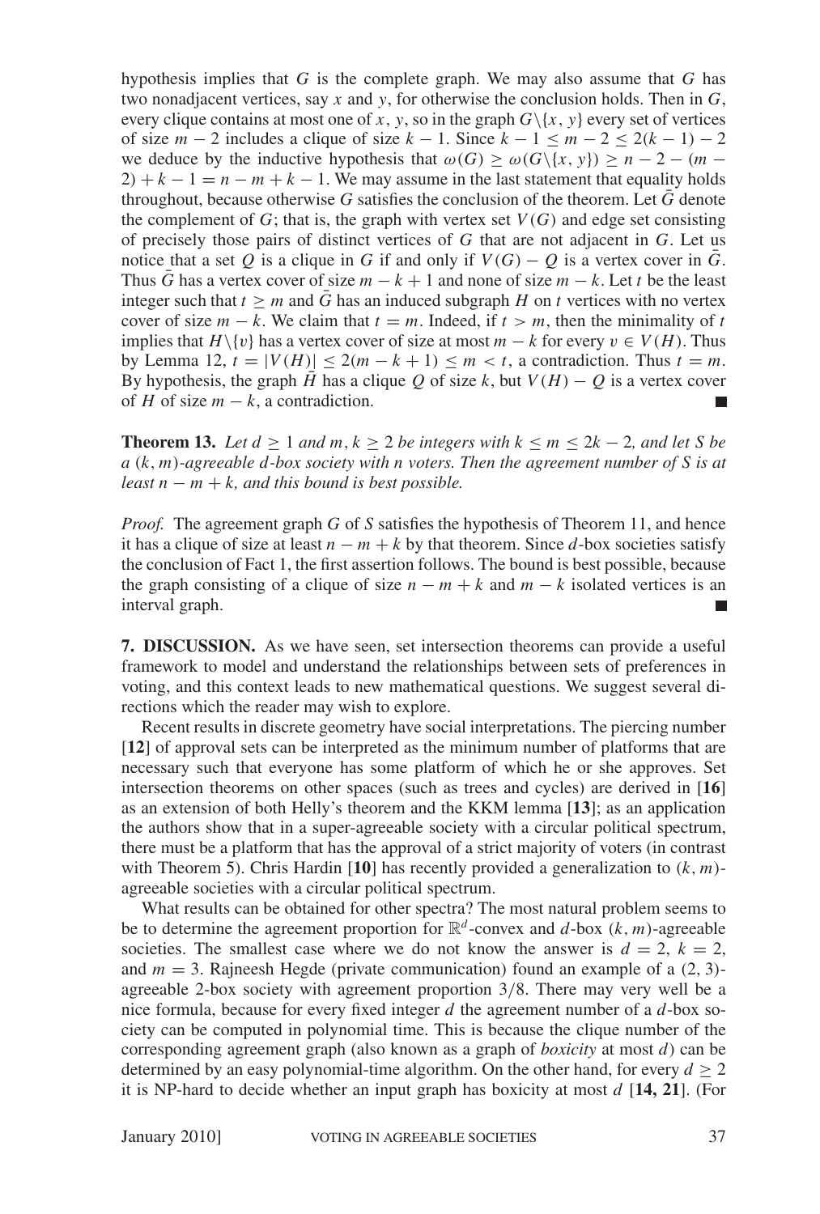hypothesis implies that $G$ is the complete graph. We may also assume that $G$ has two nonadjacent vertices, say $x$ and $y$, for otherwise the conclusion holds. Then in $G$, every clique contains at most one of $x$, $y$, so in the graph $G\backslash\{x, y\}$ every set of vertices of size $m - 2$ includes a clique of size $k - 1$. Since $k - 1 \le m - 2 \le 2(k - 1) - 2$ we deduce by the inductive hypothesis that $\omega(G) \ge \omega(G\backslash\{x, y\}) \ge n - 2 - (m - 2) + k - 1 = n - m + k - 1$. We may assume in the last statement that equality holds throughout, because otherwise $G$ satisfies the conclusion of the theorem. Let $\bar{G}$ denote the complement of $G$; that is, the graph with vertex set $V(G)$ and edge set consisting of precisely those pairs of distinct vertices of $G$ that are not adjacent in $G$. Let us notice that a set $Q$ is a clique in $G$ if and only if $V(G) - Q$ is a vertex cover in $\bar{G}$. Thus $\bar{G}$ has a vertex cover of size $m - k + 1$ and none of size $m - k$. Let $t$ be the least integer such that $t \ge m$ and $\bar{G}$ has an induced subgraph $H$ on $t$ vertices with no vertex cover of size $m - k$. We claim that $t = m$. Indeed, if $t > m$, then the minimality of $t$ implies that $H\backslash\{v\}$ has a vertex cover of size at most $m - k$ for every $v \in V(H)$. Thus by Lemma 12, $t = |V(H)| \le 2(m - k + 1) \le m < t$, a contradiction. Thus $t = m$. By hypothesis, the graph $\bar{H}$ has a clique $Q$ of size $k$, but $V(H) - Q$ is a vertex cover of $H$ of size $m - k$, a contradiction. ∎

**Theorem 13.** *Let $d \ge 1$ and $m, k \ge 2$ be integers with $k \le m \le 2k - 2$, and let $S$ be a $(k, m)$-agreeable $d$-box society with $n$ voters. Then the agreement number of $S$ is at least $n - m + k$, and this bound is best possible.*

*Proof.* The agreement graph $G$ of $S$ satisfies the hypothesis of Theorem 11, and hence it has a clique of size at least $n - m + k$ by that theorem. Since $d$-box societies satisfy the conclusion of Fact 1, the first assertion follows. The bound is best possible, because the graph consisting of a clique of size $n - m + k$ and $m - k$ isolated vertices is an interval graph. ∎

**7. DISCUSSION.** As we have seen, set intersection theorems can provide a useful framework to model and understand the relationships between sets of preferences in voting, and this context leads to new mathematical questions. We suggest several directions which the reader may wish to explore.

Recent results in discrete geometry have social interpretations. The piercing number [**12**] of approval sets can be interpreted as the minimum number of platforms that are necessary such that everyone has some platform of which he or she approves. Set intersection theorems on other spaces (such as trees and cycles) are derived in [**16**] as an extension of both Helly's theorem and the KKM lemma [**13**]; as an application the authors show that in a super-agreeable society with a circular political spectrum, there must be a platform that has the approval of a strict majority of voters (in contrast with Theorem 5). Chris Hardin [**10**] has recently provided a generalization to $(k, m)$-agreeable societies with a circular political spectrum.

What results can be obtained for other spectra? The most natural problem seems to be to determine the agreement proportion for $\mathbb{R}^d$-convex and $d$-box $(k, m)$-agreeable societies. The smallest case where we do not know the answer is $d = 2$, $k = 2$, and $m = 3$. Rajneesh Hegde (private communication) found an example of a $(2, 3)$-agreeable 2-box society with agreement proportion $3/8$. There may very well be a nice formula, because for every fixed integer $d$ the agreement number of a $d$-box society can be computed in polynomial time. This is because the clique number of the corresponding agreement graph (also known as a graph of *boxicity* at most $d$) can be determined by an easy polynomial-time algorithm. On the other hand, for every $d \ge 2$ it is NP-hard to decide whether an input graph has boxicity at most $d$ [**14, 21**]. (For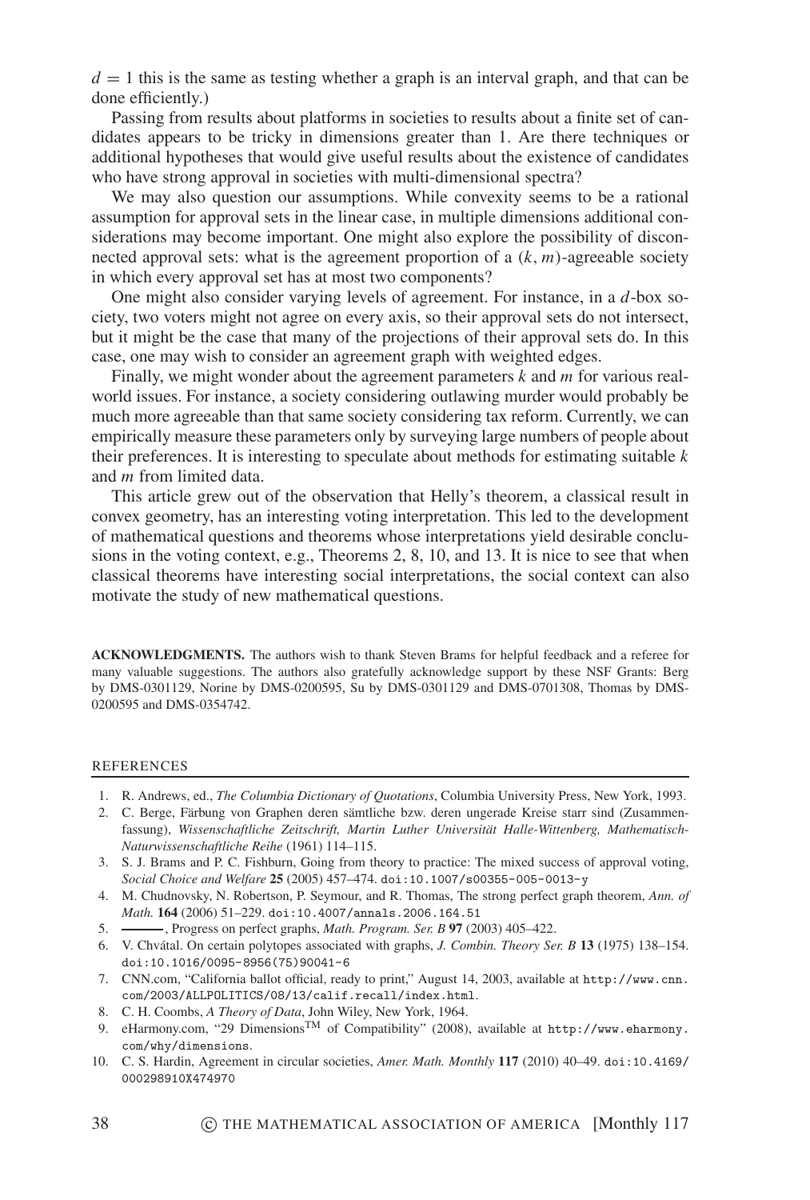$d = 1$ this is the same as testing whether a graph is an interval graph, and that can be done efficiently.)

Passing from results about platforms in societies to results about a finite set of candidates appears to be tricky in dimensions greater than 1. Are there techniques or additional hypotheses that would give useful results about the existence of candidates who have strong approval in societies with multi-dimensional spectra?

We may also question our assumptions. While convexity seems to be a rational assumption for approval sets in the linear case, in multiple dimensions additional considerations may become important. One might also explore the possibility of disconnected approval sets: what is the agreement proportion of a $(k, m)$-agreeable society in which every approval set has at most two components?

One might also consider varying levels of agreement. For instance, in a $d$-box society, two voters might not agree on every axis, so their approval sets do not intersect, but it might be the case that many of the projections of their approval sets do. In this case, one may wish to consider an agreement graph with weighted edges.

Finally, we might wonder about the agreement parameters $k$ and $m$ for various real-world issues. For instance, a society considering outlawing murder would probably be much more agreeable than that same society considering tax reform. Currently, we can empirically measure these parameters only by surveying large numbers of people about their preferences. It is interesting to speculate about methods for estimating suitable $k$ and $m$ from limited data.

This article grew out of the observation that Helly's theorem, a classical result in convex geometry, has an interesting voting interpretation. This led to the development of mathematical questions and theorems whose interpretations yield desirable conclusions in the voting context, e.g., Theorems 2, 8, 10, and 13. It is nice to see that when classical theorems have interesting social interpretations, the social context can also motivate the study of new mathematical questions.

**ACKNOWLEDGMENTS.** The authors wish to thank Steven Brams for helpful feedback and a referee for many valuable suggestions. The authors also gratefully acknowledge support by these NSF Grants: Berg by DMS-0301129, Norine by DMS-0200595, Su by DMS-0301129 and DMS-0701308, Thomas by DMS-0200595 and DMS-0354742.

## REFERENCES

1. R. Andrews, ed., *The Columbia Dictionary of Quotations*, Columbia University Press, New York, 1993.
2. C. Berge, Färbung von Graphen deren sämtliche bzw. deren ungerade Kreise starr sind (Zusammenfassung), *Wissenschaftliche Zeitschrift, Martin Luther Universität Halle-Wittenberg, Mathematisch-Naturwissenschaftliche Reihe* (1961) 114–115.
3. S. J. Brams and P. C. Fishburn, Going from theory to practice: The mixed success of approval voting, *Social Choice and Welfare* **25** (2005) 457–474. doi:10.1007/s00355-005-0013-y
4. M. Chudnovsky, N. Robertson, P. Seymour, and R. Thomas, The strong perfect graph theorem, *Ann. of Math.* **164** (2006) 51–229. doi:10.4007/annals.2006.164.51
5. ———, Progress on perfect graphs, *Math. Program. Ser. B* **97** (2003) 405–422.
6. V. Chvátal. On certain polytopes associated with graphs, *J. Combin. Theory Ser. B* **13** (1975) 138–154. doi:10.1016/0095-8956(75)90041-6
7. CNN.com, "California ballot official, ready to print," August 14, 2003, available at http://www.cnn.com/2003/ALLPOLITICS/08/13/calif.recall/index.html.
8. C. H. Coombs, *A Theory of Data*, John Wiley, New York, 1964.
9. eHarmony.com, "29 Dimensions™ of Compatibility" (2008), available at http://www.eharmony.com/why/dimensions.
10. C. S. Hardin, Agreement in circular societies, *Amer. Math. Monthly* **117** (2010) 40–49. doi:10.4169/000298910X474970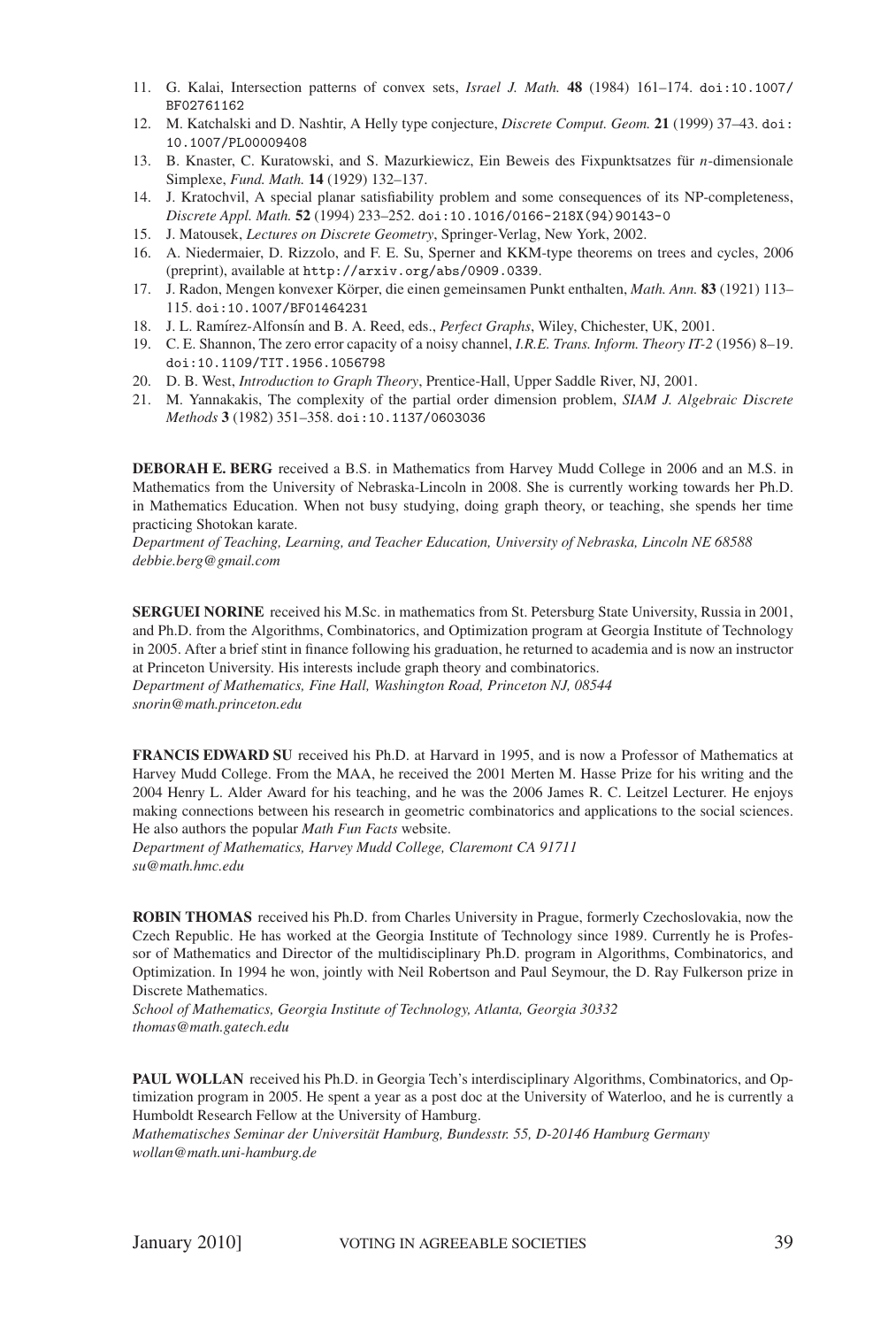11. G. Kalai, Intersection patterns of convex sets, *Israel J. Math.* **48** (1984) 161–174. doi:10.1007/BF02761162
12. M. Katchalski and D. Nashtir, A Helly type conjecture, *Discrete Comput. Geom.* **21** (1999) 37–43. doi:10.1007/PL00009408
13. B. Knaster, C. Kuratowski, and S. Mazurkiewicz, Ein Beweis des Fixpunktsatzes für $n$-dimensionale Simplexe, *Fund. Math.* **14** (1929) 132–137.
14. J. Kratochvil, A special planar satisfiability problem and some consequences of its NP-completeness, *Discrete Appl. Math.* **52** (1994) 233–252. doi:10.1016/0166-218X(94)90143-0
15. J. Matousek, *Lectures on Discrete Geometry*, Springer-Verlag, New York, 2002.
16. A. Niedermaier, D. Rizzolo, and F. E. Su, Sperner and KKM-type theorems on trees and cycles, 2006 (preprint), available at http://arxiv.org/abs/0909.0339.
17. J. Radon, Mengen konvexer Körper, die einen gemeinsamen Punkt enthalten, *Math. Ann.* **83** (1921) 113–115. doi:10.1007/BF01464231
18. J. L. Ramírez-Alfonsín and B. A. Reed, eds., *Perfect Graphs*, Wiley, Chichester, UK, 2001.
19. C. E. Shannon, The zero error capacity of a noisy channel, *I.R.E. Trans. Inform. Theory IT-2* (1956) 8–19. doi:10.1109/TIT.1956.1056798
20. D. B. West, *Introduction to Graph Theory*, Prentice-Hall, Upper Saddle River, NJ, 2001.
21. M. Yannakakis, The complexity of the partial order dimension problem, *SIAM J. Algebraic Discrete Methods* **3** (1982) 351–358. doi:10.1137/0603036

**DEBORAH E. BERG** received a B.S. in Mathematics from Harvey Mudd College in 2006 and an M.S. in Mathematics from the University of Nebraska-Lincoln in 2008. She is currently working towards her Ph.D. in Mathematics Education. When not busy studying, doing graph theory, or teaching, she spends her time practicing Shotokan karate.
*Department of Teaching, Learning, and Teacher Education, University of Nebraska, Lincoln NE 68588*
*debbie.berg@gmail.com*

**SERGUEI NORINE** received his M.Sc. in mathematics from St. Petersburg State University, Russia in 2001, and Ph.D. from the Algorithms, Combinatorics, and Optimization program at Georgia Institute of Technology in 2005. After a brief stint in finance following his graduation, he returned to academia and is now an instructor at Princeton University. His interests include graph theory and combinatorics.
*Department of Mathematics, Fine Hall, Washington Road, Princeton NJ, 08544*
*snorin@math.princeton.edu*

**FRANCIS EDWARD SU** received his Ph.D. at Harvard in 1995, and is now a Professor of Mathematics at Harvey Mudd College. From the MAA, he received the 2001 Merten M. Hasse Prize for his writing and the 2004 Henry L. Alder Award for his teaching, and he was the 2006 James R. C. Leitzel Lecturer. He enjoys making connections between his research in geometric combinatorics and applications to the social sciences. He also authors the popular *Math Fun Facts* website.
*Department of Mathematics, Harvey Mudd College, Claremont CA 91711*
*su@math.hmc.edu*

**ROBIN THOMAS** received his Ph.D. from Charles University in Prague, formerly Czechoslovakia, now the Czech Republic. He has worked at the Georgia Institute of Technology since 1989. Currently he is Professor of Mathematics and Director of the multidisciplinary Ph.D. program in Algorithms, Combinatorics, and Optimization. In 1994 he won, jointly with Neil Robertson and Paul Seymour, the D. Ray Fulkerson prize in Discrete Mathematics.
*School of Mathematics, Georgia Institute of Technology, Atlanta, Georgia 30332*
*thomas@math.gatech.edu*

**PAUL WOLLAN** received his Ph.D. in Georgia Tech's interdisciplinary Algorithms, Combinatorics, and Optimization program in 2005. He spent a year as a post doc at the University of Waterloo, and he is currently a Humboldt Research Fellow at the University of Hamburg.
*Mathematisches Seminar der Universität Hamburg, Bundesstr. 55, D-20146 Hamburg Germany*
*wollan@math.uni-hamburg.de*